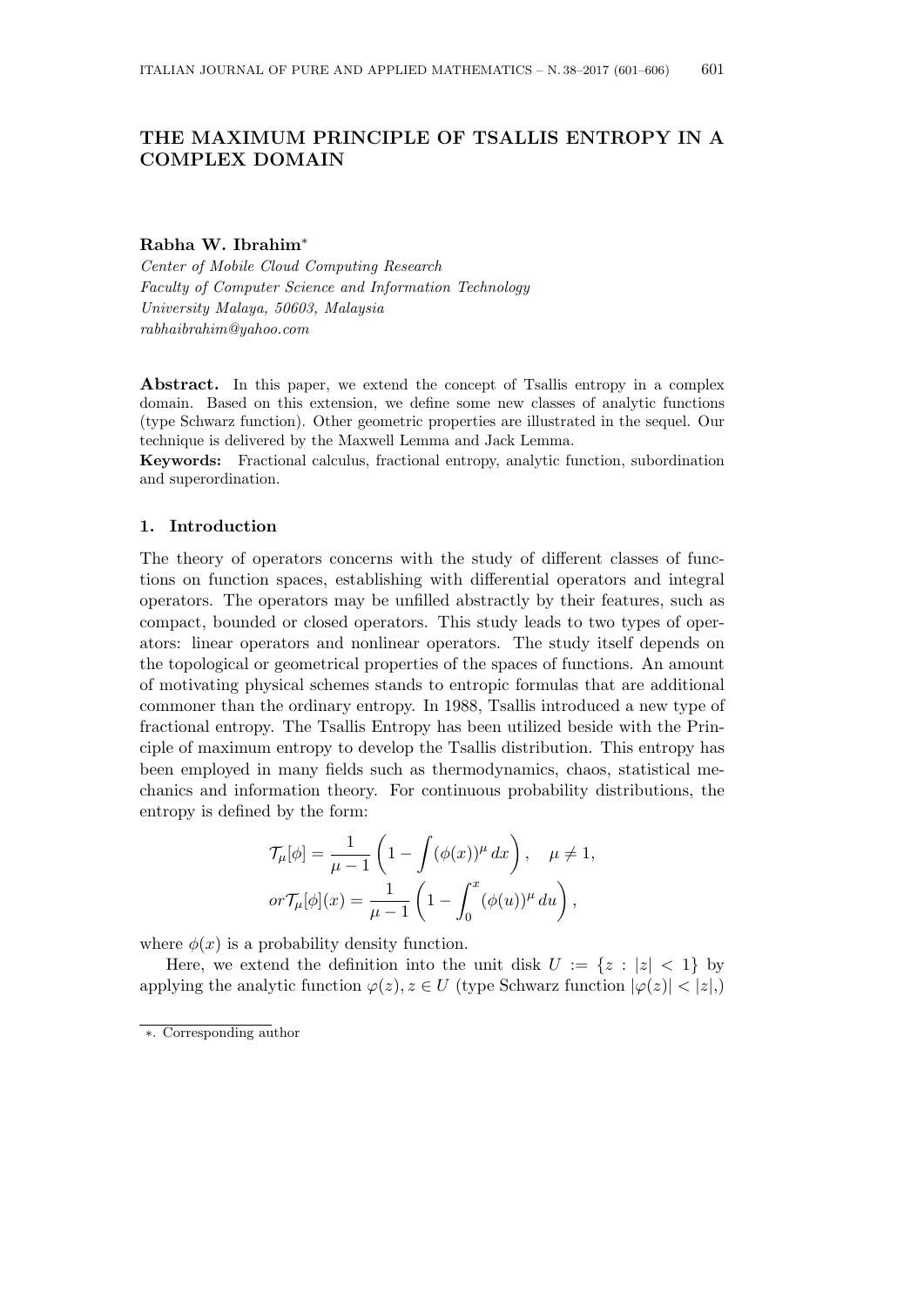# THE MAXIMUM PRINCIPLE OF TSALLIS ENTROPY IN A COMPLEX DOMAIN

**Rabha W. Ibrahim***

*Center of Mobile Cloud Computing Research*
*Faculty of Computer Science and Information Technology*
*University Malaya, 50603, Malaysia*
*rabhaibrahim@yahoo.com*

**Abstract.** In this paper, we extend the concept of Tsallis entropy in a complex domain. Based on this extension, we define some new classes of analytic functions (type Schwarz function). Other geometric properties are illustrated in the sequel. Our technique is delivered by the Maxwell Lemma and Jack Lemma.

**Keywords:** Fractional calculus, fractional entropy, analytic function, subordination and superordination.

## 1. Introduction

The theory of operators concerns with the study of different classes of functions on function spaces, establishing with differential operators and integral operators. The operators may be unfilled abstractly by their features, such as compact, bounded or closed operators. This study leads to two types of operators: linear operators and nonlinear operators. The study itself depends on the topological or geometrical properties of the spaces of functions. An amount of motivating physical schemes stands to entropic formulas that are additional commoner than the ordinary entropy. In 1988, Tsallis introduced a new type of fractional entropy. The Tsallis Entropy has been utilized beside with the Principle of maximum entropy to develop the Tsallis distribution. This entropy has been employed in many fields such as thermodynamics, chaos, statistical mechanics and information theory. For continuous probability distributions, the entropy is defined by the form:

$$\mathcal{T}_\mu[\phi] = \frac{1}{\mu - 1}\left(1 - \int (\phi(x))^\mu \, dx\right), \quad \mu \neq 1,$$
$$or \mathcal{T}_\mu[\phi](x) = \frac{1}{\mu - 1}\left(1 - \int_0^x (\phi(u))^\mu \, du\right),$$

where $\phi(x)$ is a probability density function.

Here, we extend the definition into the unit disk $U := \{z : |z| < 1\}$ by applying the analytic function $\varphi(z), z \in U$ (type Schwarz function $|\varphi(z)| < |z|$,)

*. Corresponding author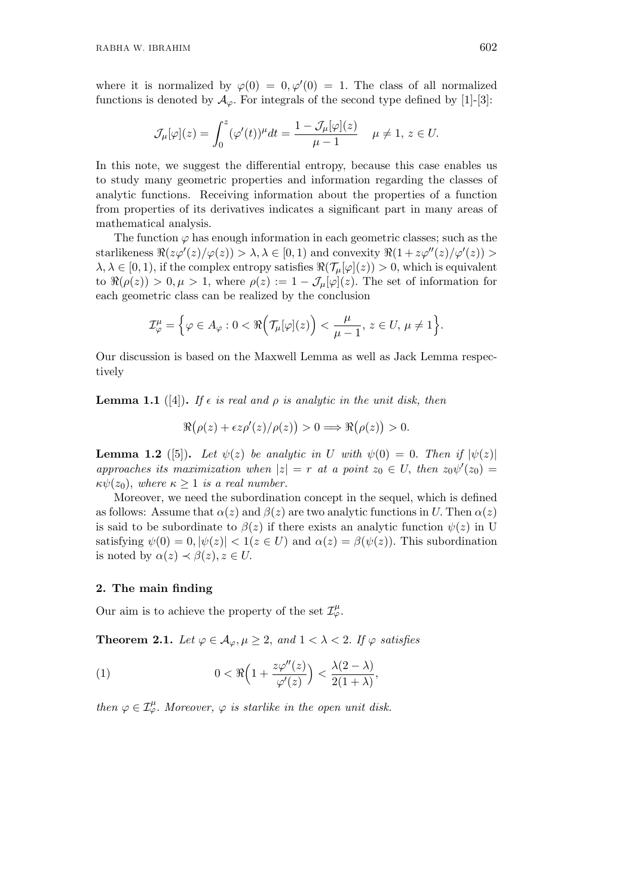where it is normalized by $\varphi(0) = 0, \varphi'(0) = 1$. The class of all normalized functions is denoted by $\mathcal{A}_\varphi$. For integrals of the second type defined by [1]-[3]:

$$\mathcal{J}_\mu[\varphi](z) = \int_0^z (\varphi'(t))^\mu dt = \frac{1 - \mathcal{J}_\mu[\varphi](z)}{\mu - 1} \quad \mu \neq 1,\ z \in U.$$

In this note, we suggest the differential entropy, because this case enables us to study many geometric properties and information regarding the classes of analytic functions. Receiving information about the properties of a function from properties of its derivatives indicates a significant part in many areas of mathematical analysis.

The function $\varphi$ has enough information in each geometric classes; such as the starlikeness $\Re(z\varphi'(z)/\varphi(z)) > \lambda, \lambda \in [0,1)$ and convexity $\Re(1 + z\varphi''(z)/\varphi'(z)) > \lambda, \lambda \in [0,1)$, if the complex entropy satisfies $\Re(\mathcal{T}_\mu[\varphi](z)) > 0$, which is equivalent to $\Re(\rho(z)) > 0, \mu > 1$, where $\rho(z) := 1 - \mathcal{J}_\mu[\varphi](z)$. The set of information for each geometric class can be realized by the conclusion

$$\mathcal{I}_\varphi^\mu = \Big\{ \varphi \in A_\varphi : 0 < \Re\Big(\mathcal{T}_\mu[\varphi](z)\Big) < \frac{\mu}{\mu - 1},\ z \in U,\ \mu \neq 1 \Big\}.$$

Our discussion is based on the Maxwell Lemma as well as Jack Lemma respectively

**Lemma 1.1** ([4])**.** *If $\epsilon$ is real and $\rho$ is analytic in the unit disk, then*

$$\Re\big(\rho(z) + \epsilon z\rho'(z)/\rho(z)\big) > 0 \Longrightarrow \Re\big(\rho(z)\big) > 0.$$

**Lemma 1.2** ([5])**.** *Let $\psi(z)$ be analytic in $U$ with $\psi(0) = 0$. Then if $|\psi(z)|$ approaches its maximization when $|z| = r$ at a point $z_0 \in U$, then $z_0\psi'(z_0) = \kappa\psi(z_0)$, where $\kappa \geq 1$ is a real number.*

Moreover, we need the subordination concept in the sequel, which is defined as follows: Assume that $\alpha(z)$ and $\beta(z)$ are two analytic functions in $U$. Then $\alpha(z)$ is said to be subordinate to $\beta(z)$ if there exists an analytic function $\psi(z)$ in U satisfying $\psi(0) = 0, |\psi(z)| < 1 (z \in U)$ and $\alpha(z) = \beta(\psi(z))$. This subordination is noted by $\alpha(z) \prec \beta(z), z \in U$.

## 2. The main finding

Our aim is to achieve the property of the set $\mathcal{I}_\varphi^\mu$.

**Theorem 2.1.** *Let $\varphi \in \mathcal{A}_\varphi, \mu \geq 2$, and $1 < \lambda < 2$. If $\varphi$ satisfies*

$$0 < \Re\Big(1 + \frac{z\varphi''(z)}{\varphi'(z)}\Big) < \frac{\lambda(2 - \lambda)}{2(1 + \lambda)}, \tag{1}$$

*then $\varphi \in \mathcal{I}_\varphi^\mu$. Moreover, $\varphi$ is starlike in the open unit disk.*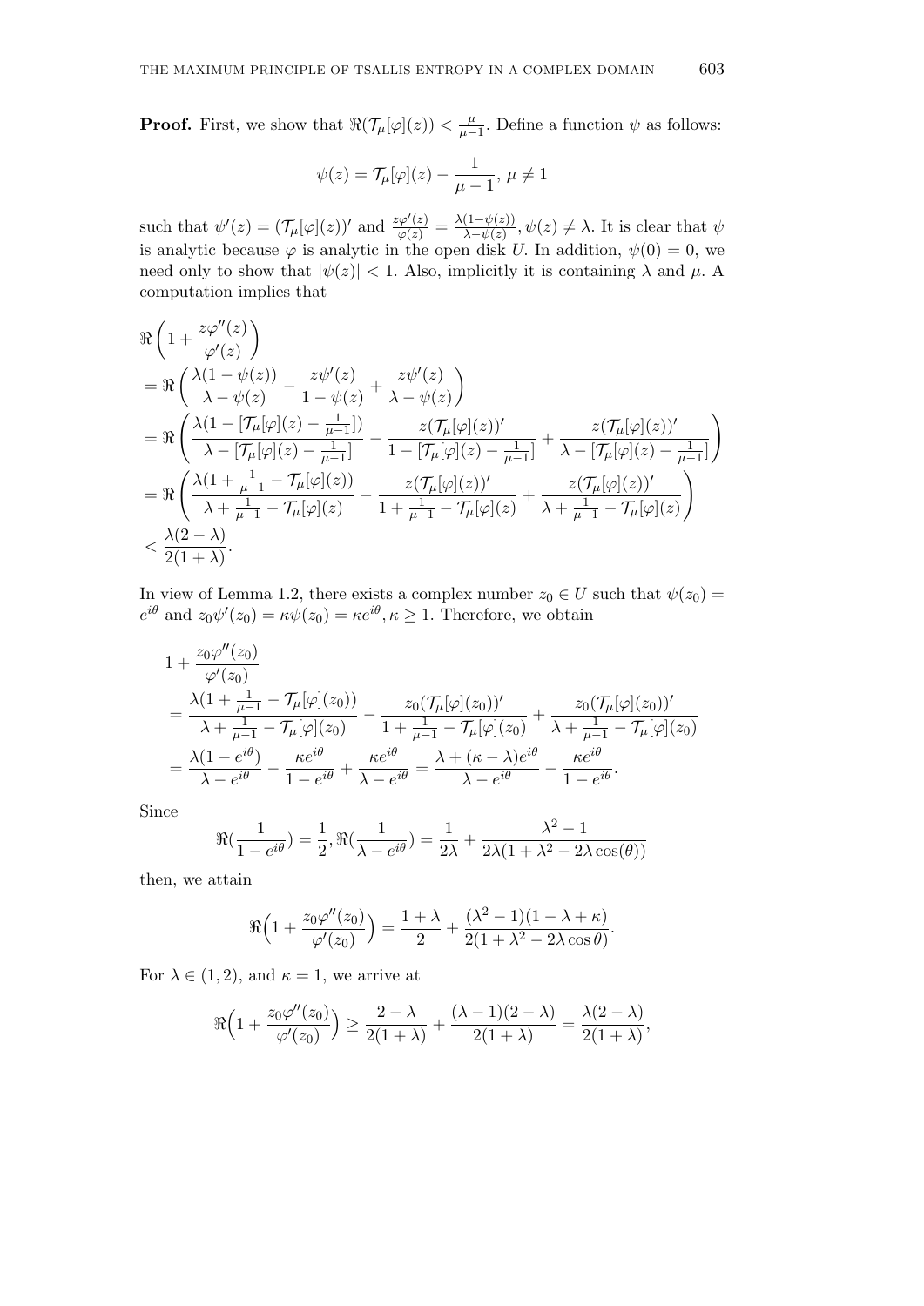**Proof.** First, we show that $\Re(\mathcal{T}_\mu[\varphi](z)) < \frac{\mu}{\mu-1}$. Define a function $\psi$ as follows:

$$\psi(z) = \mathcal{T}_\mu[\varphi](z) - \frac{1}{\mu-1},\ \mu \neq 1$$

such that $\psi'(z) = (\mathcal{T}_\mu[\varphi](z))'$ and $\frac{z\varphi'(z)}{\varphi(z)} = \frac{\lambda(1-\psi(z))}{\lambda-\psi(z)}, \psi(z) \neq \lambda$. It is clear that $\psi$ is analytic because $\varphi$ is analytic in the open disk $U$. In addition, $\psi(0) = 0$, we need only to show that $|\psi(z)| < 1$. Also, implicitly it is containing $\lambda$ and $\mu$. A computation implies that

$$\begin{aligned}
&\Re\left(1 + \frac{z\varphi''(z)}{\varphi'(z)}\right) \\
&= \Re\left(\frac{\lambda(1-\psi(z))}{\lambda-\psi(z)} - \frac{z\psi'(z)}{1-\psi(z)} + \frac{z\psi'(z)}{\lambda-\psi(z)}\right) \\
&= \Re\left(\frac{\lambda(1-[\mathcal{T}_\mu[\varphi](z) - \frac{1}{\mu-1}])}{\lambda-[\mathcal{T}_\mu[\varphi](z) - \frac{1}{\mu-1}]} - \frac{z(\mathcal{T}_\mu[\varphi](z))'}{1-[\mathcal{T}_\mu[\varphi](z) - \frac{1}{\mu-1}]} + \frac{z(\mathcal{T}_\mu[\varphi](z))'}{\lambda-[\mathcal{T}_\mu[\varphi](z) - \frac{1}{\mu-1}]}\right) \\
&= \Re\left(\frac{\lambda(1+\frac{1}{\mu-1} - \mathcal{T}_\mu[\varphi](z))}{\lambda+\frac{1}{\mu-1} - \mathcal{T}_\mu[\varphi](z)} - \frac{z(\mathcal{T}_\mu[\varphi](z))'}{1+\frac{1}{\mu-1} - \mathcal{T}_\mu[\varphi](z)} + \frac{z(\mathcal{T}_\mu[\varphi](z))'}{\lambda+\frac{1}{\mu-1} - \mathcal{T}_\mu[\varphi](z)}\right) \\
&< \frac{\lambda(2-\lambda)}{2(1+\lambda)}.
\end{aligned}$$

In view of Lemma 1.2, there exists a complex number $z_0 \in U$ such that $\psi(z_0) = e^{i\theta}$ and $z_0\psi'(z_0) = \kappa\psi(z_0) = \kappa e^{i\theta}, \kappa \geq 1$. Therefore, we obtain

$$\begin{aligned}
&1 + \frac{z_0\varphi''(z_0)}{\varphi'(z_0)} \\
&= \frac{\lambda(1+\frac{1}{\mu-1} - \mathcal{T}_\mu[\varphi](z_0))}{\lambda+\frac{1}{\mu-1} - \mathcal{T}_\mu[\varphi](z_0)} - \frac{z_0(\mathcal{T}_\mu[\varphi](z_0))'}{1+\frac{1}{\mu-1} - \mathcal{T}_\mu[\varphi](z_0)} + \frac{z_0(\mathcal{T}_\mu[\varphi](z_0))'}{\lambda+\frac{1}{\mu-1} - \mathcal{T}_\mu[\varphi](z_0)} \\
&= \frac{\lambda(1-e^{i\theta})}{\lambda-e^{i\theta}} - \frac{\kappa e^{i\theta}}{1-e^{i\theta}} + \frac{\kappa e^{i\theta}}{\lambda-e^{i\theta}} = \frac{\lambda+(\kappa-\lambda)e^{i\theta}}{\lambda-e^{i\theta}} - \frac{\kappa e^{i\theta}}{1-e^{i\theta}}.
\end{aligned}$$

Since

$$\Re(\frac{1}{1-e^{i\theta}}) = \frac{1}{2}, \Re(\frac{1}{\lambda-e^{i\theta}}) = \frac{1}{2\lambda} + \frac{\lambda^2-1}{2\lambda(1+\lambda^2-2\lambda\cos(\theta))}$$

then, we attain

$$\Re\Big(1 + \frac{z_0\varphi''(z_0)}{\varphi'(z_0)}\Big) = \frac{1+\lambda}{2} + \frac{(\lambda^2-1)(1-\lambda+\kappa)}{2(1+\lambda^2-2\lambda\cos\theta)}.$$

For $\lambda \in (1,2)$, and $\kappa = 1$, we arrive at

$$\Re\Big(1 + \frac{z_0\varphi''(z_0)}{\varphi'(z_0)}\Big) \geq \frac{2-\lambda}{2(1+\lambda)} + \frac{(\lambda-1)(2-\lambda)}{2(1+\lambda)} = \frac{\lambda(2-\lambda)}{2(1+\lambda)},$$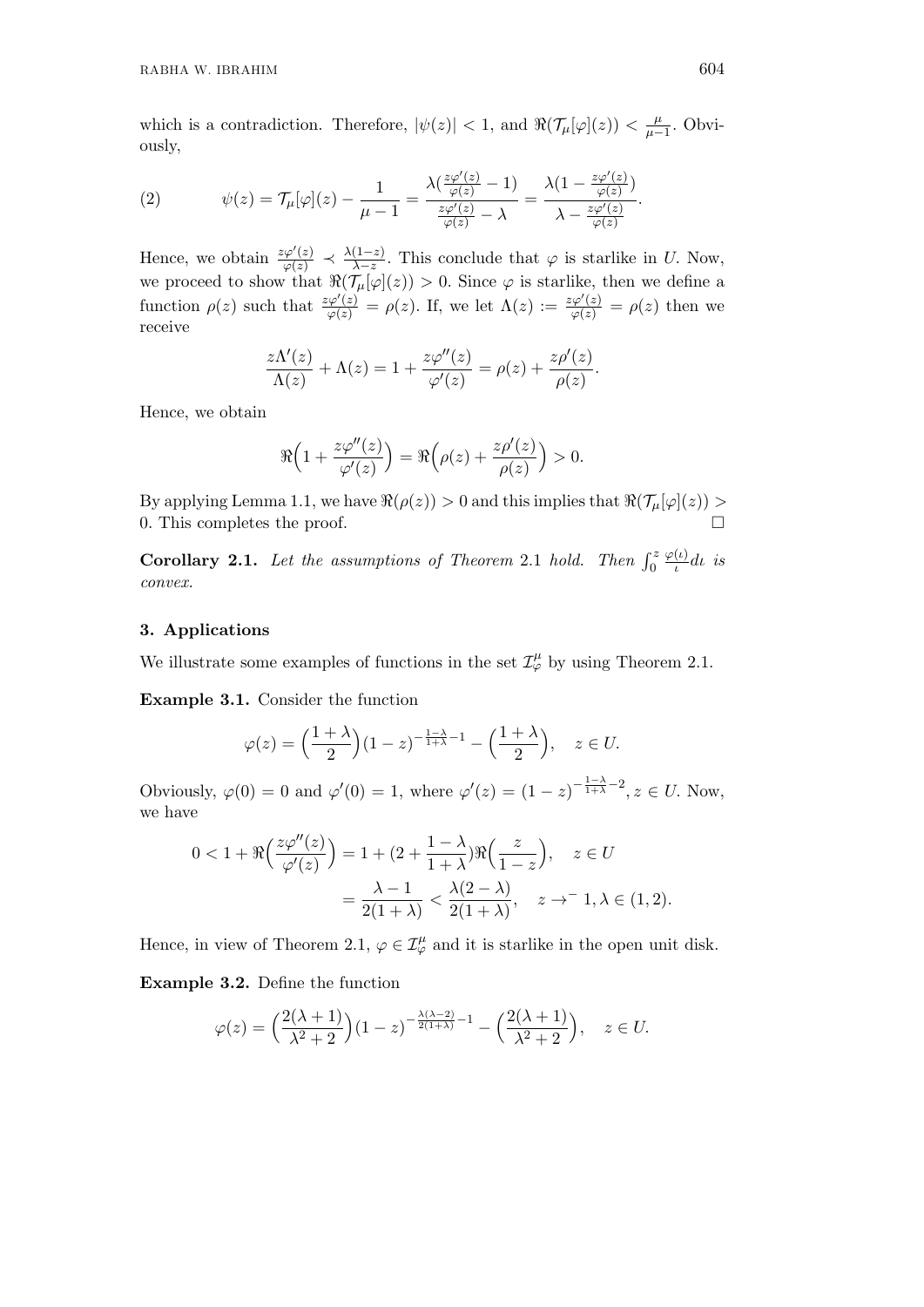which is a contradiction. Therefore, $|\psi(z)| < 1$, and $\Re(\mathcal{T}_\mu[\varphi](z)) < \frac{\mu}{\mu-1}$. Obviously,

$$
\psi(z) = \mathcal{T}_\mu[\varphi](z) - \frac{1}{\mu-1} = \frac{\lambda(\frac{z\varphi'(z)}{\varphi(z)} - 1)}{\frac{z\varphi'(z)}{\varphi(z)} - \lambda} = \frac{\lambda(1 - \frac{z\varphi'(z)}{\varphi(z)})}{\lambda - \frac{z\varphi'(z)}{\varphi(z)}}. \tag{2}
$$

Hence, we obtain $\frac{z\varphi'(z)}{\varphi(z)} \prec \frac{\lambda(1-z)}{\lambda - z}$. This conclude that $\varphi$ is starlike in $U$. Now, we proceed to show that $\Re(\mathcal{T}_\mu[\varphi](z)) > 0$. Since $\varphi$ is starlike, then we define a function $\rho(z)$ such that $\frac{z\varphi'(z)}{\varphi(z)} = \rho(z)$. If, we let $\Lambda(z) := \frac{z\varphi'(z)}{\varphi(z)} = \rho(z)$ then we receive

$$
\frac{z\Lambda'(z)}{\Lambda(z)} + \Lambda(z) = 1 + \frac{z\varphi''(z)}{\varphi'(z)} = \rho(z) + \frac{z\rho'(z)}{\rho(z)}.
$$

Hence, we obtain

$$
\Re\Big(1 + \frac{z\varphi''(z)}{\varphi'(z)}\Big) = \Re\Big(\rho(z) + \frac{z\rho'(z)}{\rho(z)}\Big) > 0.
$$

By applying Lemma 1.1, we have $\Re(\rho(z)) > 0$ and this implies that $\Re(\mathcal{T}_\mu[\varphi](z)) > 0$. This completes the proof. □

**Corollary 2.1.** *Let the assumptions of Theorem* 2.1 *hold. Then* $\int_0^z \frac{\varphi(\iota)}{\iota} d\iota$ *is convex.*

## 3. Applications

We illustrate some examples of functions in the set $\mathcal{I}_\varphi^\mu$ by using Theorem 2.1.

**Example 3.1.** Consider the function

$$
\varphi(z) = \Big(\frac{1+\lambda}{2}\Big)(1-z)^{-\frac{1-\lambda}{1+\lambda} - 1} - \Big(\frac{1+\lambda}{2}\Big), \quad z \in U.
$$

Obviously, $\varphi(0) = 0$ and $\varphi'(0) = 1$, where $\varphi'(z) = (1-z)^{-\frac{1-\lambda}{1+\lambda} - 2}, z \in U$. Now, we have

$$
\begin{aligned}
0 < 1 + \Re\Big(\frac{z\varphi''(z)}{\varphi'(z)}\Big) &= 1 + (2 + \frac{1-\lambda}{1+\lambda})\Re\Big(\frac{z}{1-z}\Big), \quad z \in U \\
&= \frac{\lambda - 1}{2(1+\lambda)} < \frac{\lambda(2-\lambda)}{2(1+\lambda)}, \quad z \to^- 1, \lambda \in (1,2).
\end{aligned}
$$

Hence, in view of Theorem 2.1, $\varphi \in \mathcal{I}_\varphi^\mu$ and it is starlike in the open unit disk.

**Example 3.2.** Define the function

$$
\varphi(z) = \Big(\frac{2(\lambda+1)}{\lambda^2+2}\Big)(1-z)^{-\frac{\lambda(\lambda-2)}{2(1+\lambda)} - 1} - \Big(\frac{2(\lambda+1)}{\lambda^2+2}\Big), \quad z \in U.
$$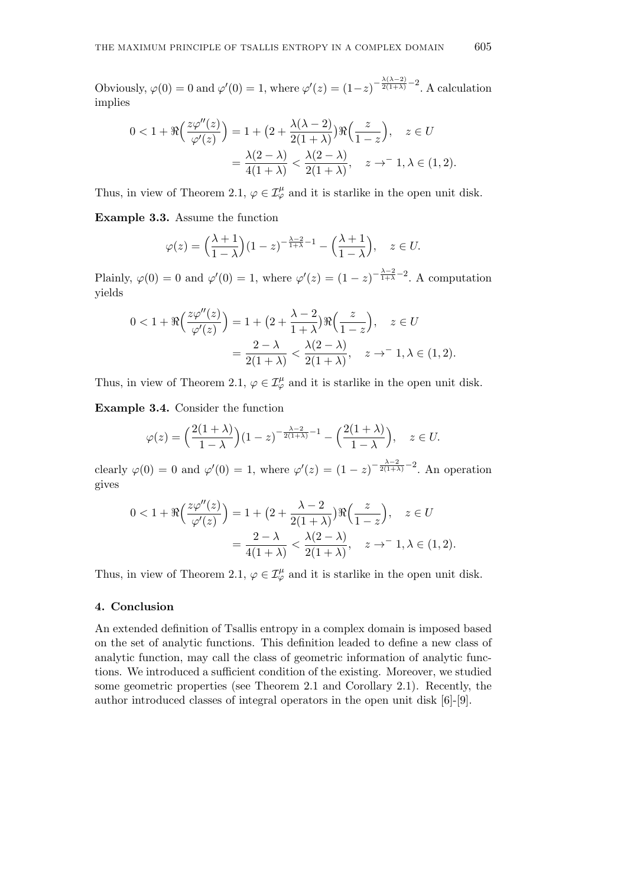Obviously, $\varphi(0) = 0$ and $\varphi'(0) = 1$, where $\varphi'(z) = (1-z)^{-\frac{\lambda(\lambda-2)}{2(1+\lambda)}-2}$. A calculation implies

$$
\begin{aligned}
0 < 1 + \Re\Big(\frac{z\varphi''(z)}{\varphi'(z)}\Big) &= 1 + \big(2 + \frac{\lambda(\lambda-2)}{2(1+\lambda)}\big)\Re\Big(\frac{z}{1-z}\Big), \quad z \in U \\
&= \frac{\lambda(2-\lambda)}{4(1+\lambda)} < \frac{\lambda(2-\lambda)}{2(1+\lambda)}, \quad z \to^{-} 1, \lambda \in (1,2).
\end{aligned}
$$

Thus, in view of Theorem 2.1, $\varphi \in \mathcal{I}^{\mu}_{\varphi}$ and it is starlike in the open unit disk.

**Example 3.3.** Assume the function

$$
\varphi(z) = \Big(\frac{\lambda+1}{1-\lambda}\Big)(1-z)^{-\frac{\lambda-2}{1+\lambda}-1} - \Big(\frac{\lambda+1}{1-\lambda}\Big), \quad z \in U.
$$

Plainly, $\varphi(0) = 0$ and $\varphi'(0) = 1$, where $\varphi'(z) = (1-z)^{-\frac{\lambda-2}{1+\lambda}-2}$. A computation yields

$$
\begin{aligned}
0 < 1 + \Re\Big(\frac{z\varphi''(z)}{\varphi'(z)}\Big) &= 1 + \big(2 + \frac{\lambda-2}{1+\lambda}\big)\Re\Big(\frac{z}{1-z}\Big), \quad z \in U \\
&= \frac{2-\lambda}{2(1+\lambda)} < \frac{\lambda(2-\lambda)}{2(1+\lambda)}, \quad z \to^{-} 1, \lambda \in (1,2).
\end{aligned}
$$

Thus, in view of Theorem 2.1, $\varphi \in \mathcal{I}^{\mu}_{\varphi}$ and it is starlike in the open unit disk.

**Example 3.4.** Consider the function

$$
\varphi(z) = \Big(\frac{2(1+\lambda)}{1-\lambda}\Big)(1-z)^{-\frac{\lambda-2}{2(1+\lambda)}-1} - \Big(\frac{2(1+\lambda)}{1-\lambda}\Big), \quad z \in U.
$$

clearly $\varphi(0) = 0$ and $\varphi'(0) = 1$, where $\varphi'(z) = (1-z)^{-\frac{\lambda-2}{2(1+\lambda)}-2}$. An operation gives

$$
\begin{aligned}
0 < 1 + \Re\Big(\frac{z\varphi''(z)}{\varphi'(z)}\Big) &= 1 + \big(2 + \frac{\lambda-2}{2(1+\lambda)}\big)\Re\Big(\frac{z}{1-z}\Big), \quad z \in U \\
&= \frac{2-\lambda}{4(1+\lambda)} < \frac{\lambda(2-\lambda)}{2(1+\lambda)}, \quad z \to^{-} 1, \lambda \in (1,2).
\end{aligned}
$$

Thus, in view of Theorem 2.1, $\varphi \in \mathcal{I}^{\mu}_{\varphi}$ and it is starlike in the open unit disk.

## 4. Conclusion

An extended definition of Tsallis entropy in a complex domain is imposed based on the set of analytic functions. This definition leaded to define a new class of analytic function, may call the class of geometric information of analytic functions. We introduced a sufficient condition of the existing. Moreover, we studied some geometric properties (see Theorem 2.1 and Corollary 2.1). Recently, the author introduced classes of integral operators in the open unit disk [6]-[9].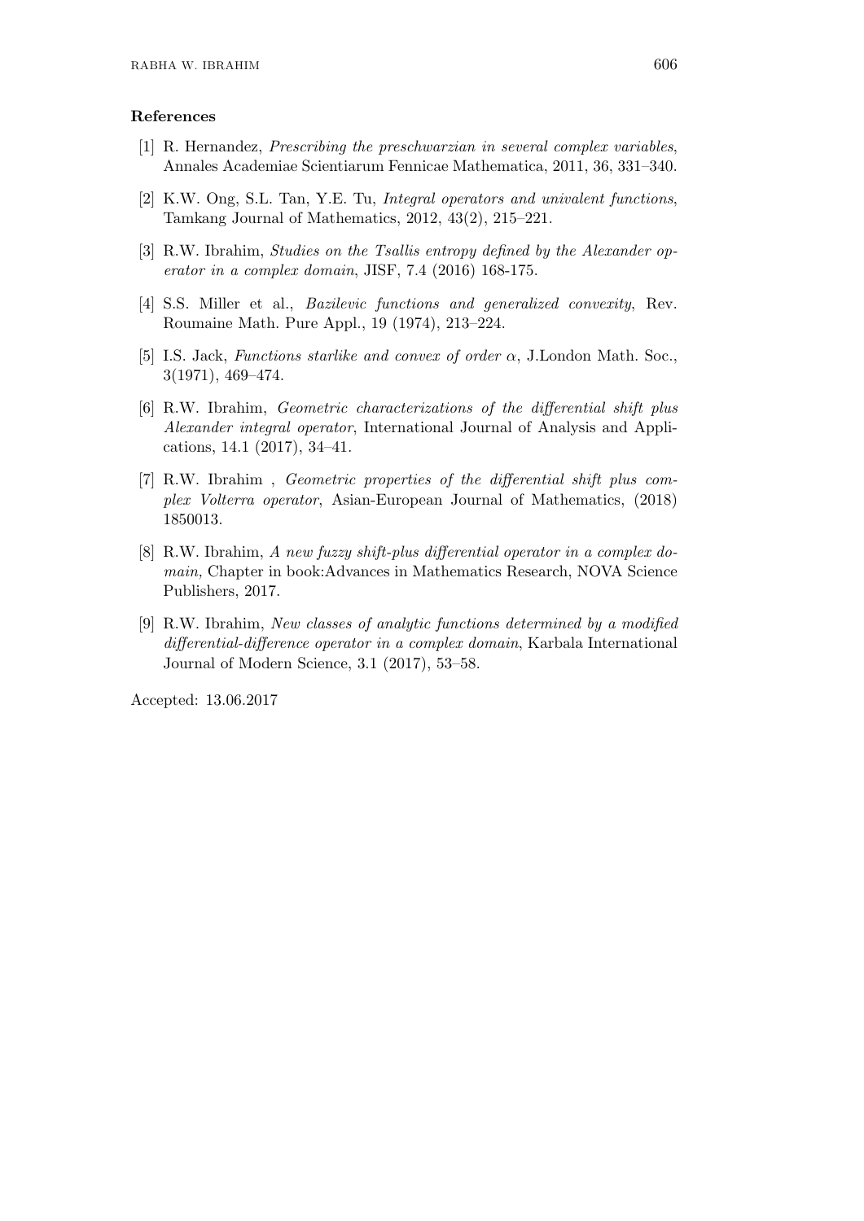## References

[1] R. Hernandez, *Prescribing the preschwarzian in several complex variables*, Annales Academiae Scientiarum Fennicae Mathematica, 2011, 36, 331–340.

[2] K.W. Ong, S.L. Tan, Y.E. Tu, *Integral operators and univalent functions*, Tamkang Journal of Mathematics, 2012, 43(2), 215–221.

[3] R.W. Ibrahim, *Studies on the Tsallis entropy defined by the Alexander operator in a complex domain*, JISF, 7.4 (2016) 168-175.

[4] S.S. Miller et al., *Bazilevic functions and generalized convexity*, Rev. Roumaine Math. Pure Appl., 19 (1974), 213–224.

[5] I.S. Jack, *Functions starlike and convex of order $\alpha$*, J.London Math. Soc., 3(1971), 469–474.

[6] R.W. Ibrahim, *Geometric characterizations of the differential shift plus Alexander integral operator*, International Journal of Analysis and Applications, 14.1 (2017), 34–41.

[7] R.W. Ibrahim , *Geometric properties of the differential shift plus complex Volterra operator*, Asian-European Journal of Mathematics, (2018) 1850013.

[8] R.W. Ibrahim, *A new fuzzy shift-plus differential operator in a complex domain,* Chapter in book:Advances in Mathematics Research, NOVA Science Publishers, 2017.

[9] R.W. Ibrahim, *New classes of analytic functions determined by a modified differential-difference operator in a complex domain*, Karbala International Journal of Modern Science, 3.1 (2017), 53–58.

Accepted: 13.06.2017